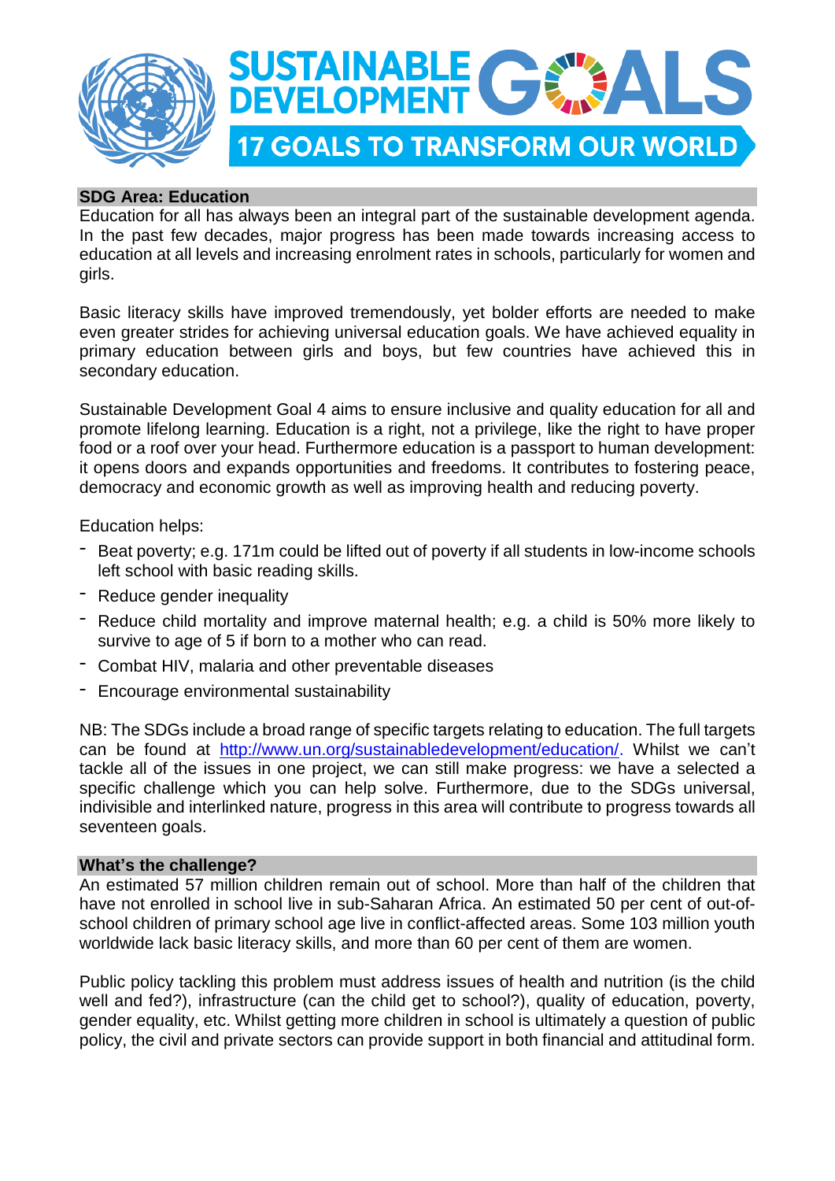# SUSTAINABLE DEVELOPMENT GOALS

## 17 GOALS TO TRANSFORM OUR WORLD

## SDG Area: Education

Education for all has always been an integral part of the sustainable development agenda. In the past few decades, major progress has been made towards increasing access to education at all levels and increasing enrolment rates in schools, particularly for women and girls.

Basic literacy skills have improved tremendously, yet bolder efforts are needed to make even greater strides for achieving universal education goals. We have achieved equality in primary education between girls and boys, but few countries have achieved this in secondary education.

Sustainable Development Goal 4 aims to ensure inclusive and quality education for all and promote lifelong learning. Education is a right, not a privilege, like the right to have proper food or a roof over your head. Furthermore education is a passport to human development: it opens doors and expands opportunities and freedoms. It contributes to fostering peace, democracy and economic growth as well as improving health and reducing poverty.

Education helps:

- Beat poverty; e.g. 171m could be lifted out of poverty if all students in low-income schools left school with basic reading skills.
- Reduce gender inequality
- Reduce child mortality and improve maternal health; e.g. a child is 50% more likely to survive to age of 5 if born to a mother who can read.
- Combat HIV, malaria and other preventable diseases
- Encourage environmental sustainability

NB: The SDGs include a broad range of specific targets relating to education. The full targets can be found at http://www.un.org/sustainabledevelopment/education/. Whilst we can't tackle all of the issues in one project, we can still make progress: we have a selected a specific challenge which you can help solve. Furthermore, due to the SDGs universal, indivisible and interlinked nature, progress in this area will contribute to progress towards all seventeen goals.

## What's the challenge?

An estimated 57 million children remain out of school. More than half of the children that have not enrolled in school live in sub-Saharan Africa. An estimated 50 per cent of out-of-school children of primary school age live in conflict-affected areas. Some 103 million youth worldwide lack basic literacy skills, and more than 60 per cent of them are women.

Public policy tackling this problem must address issues of health and nutrition (is the child well and fed?), infrastructure (can the child get to school?), quality of education, poverty, gender equality, etc. Whilst getting more children in school is ultimately a question of public policy, the civil and private sectors can provide support in both financial and attitudinal form.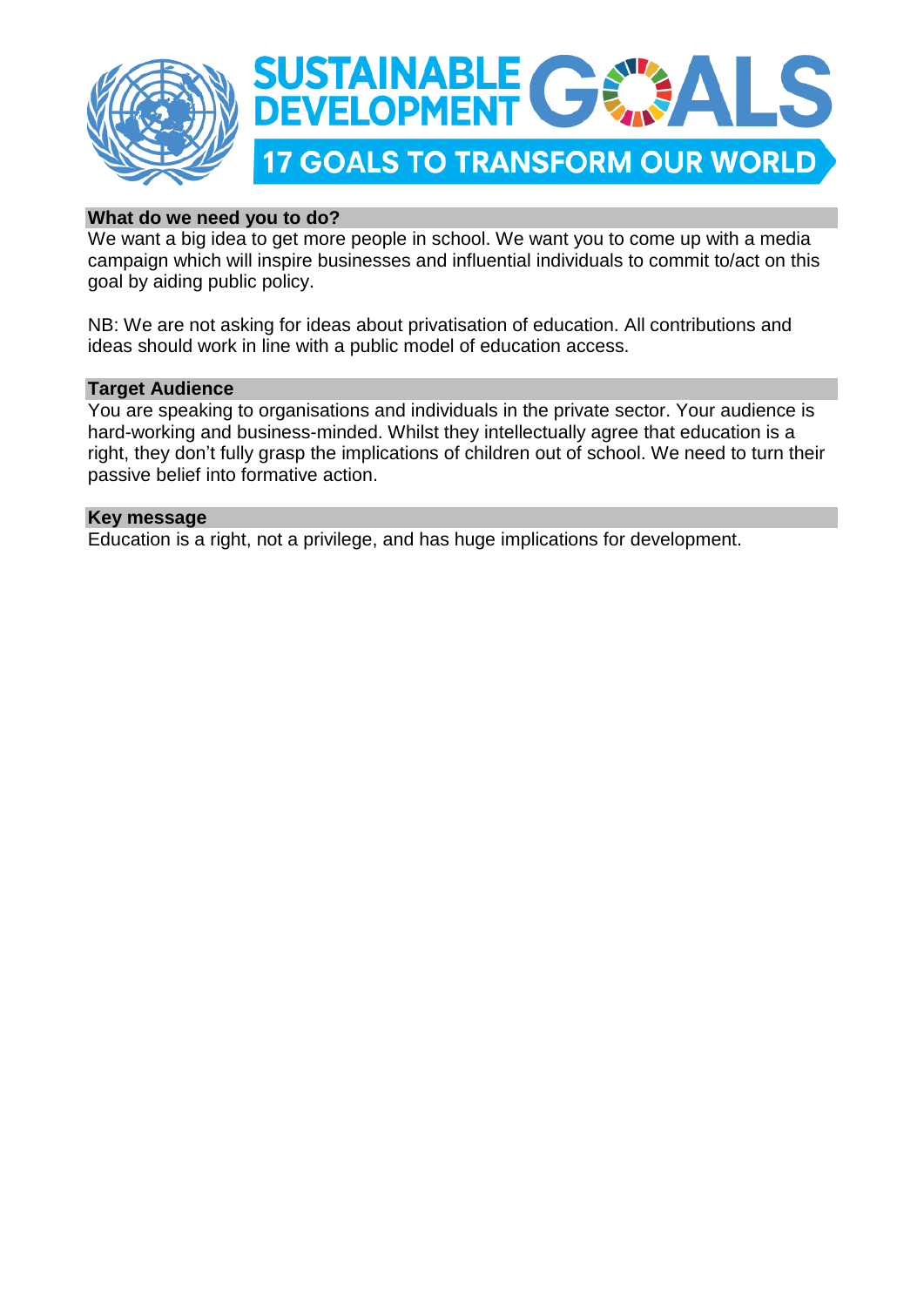SUSTAINABLE DEVELOPMENT GOALS

17 GOALS TO TRANSFORM OUR WORLD

## What do we need you to do?

We want a big idea to get more people in school. We want you to come up with a media campaign which will inspire businesses and influential individuals to commit to/act on this goal by aiding public policy.

NB: We are not asking for ideas about privatisation of education. All contributions and ideas should work in line with a public model of education access.

## Target Audience

You are speaking to organisations and individuals in the private sector. Your audience is hard-working and business-minded. Whilst they intellectually agree that education is a right, they don't fully grasp the implications of children out of school. We need to turn their passive belief into formative action.

## Key message

Education is a right, not a privilege, and has huge implications for development.